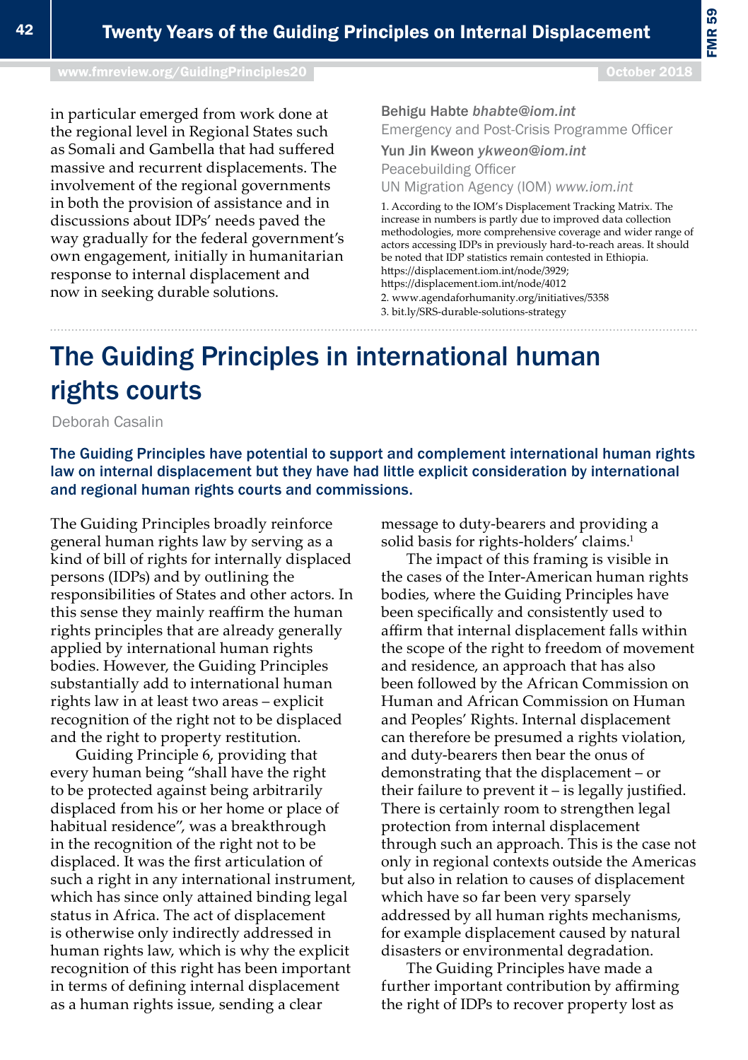in particular emerged from work done at the regional level in Regional States such as Somali and Gambella that had suffered massive and recurrent displacements. The involvement of the regional governments in both the provision of assistance and in discussions about IDPs' needs paved the way gradually for the federal government's own engagement, initially in humanitarian response to internal displacement and now in seeking durable solutions.

Behigu Habte *bhabte@iom.int*
Emergency and Post-Crisis Programme Officer

Yun Jin Kweon *ykweon@iom.int*
Peacebuilding Officer

UN Migration Agency (IOM) *www.iom.int*

1. According to the IOM's Displacement Tracking Matrix. The increase in numbers is partly due to improved data collection methodologies, more comprehensive coverage and wider range of actors accessing IDPs in previously hard-to-reach areas. It should be noted that IDP statistics remain contested in Ethiopia. https://displacement.iom.int/node/3929; https://displacement.iom.int/node/4012
2. www.agendaforhumanity.org/initiatives/5358
3. bit.ly/SRS-durable-solutions-strategy

# The Guiding Principles in international human rights courts

Deborah Casalin

**The Guiding Principles have potential to support and complement international human rights law on internal displacement but they have had little explicit consideration by international and regional human rights courts and commissions.**

The Guiding Principles broadly reinforce general human rights law by serving as a kind of bill of rights for internally displaced persons (IDPs) and by outlining the responsibilities of States and other actors. In this sense they mainly reaffirm the human rights principles that are already generally applied by international human rights bodies. However, the Guiding Principles substantially add to international human rights law in at least two areas – explicit recognition of the right not to be displaced and the right to property restitution.

Guiding Principle 6, providing that every human being "shall have the right to be protected against being arbitrarily displaced from his or her home or place of habitual residence", was a breakthrough in the recognition of the right not to be displaced. It was the first articulation of such a right in any international instrument, which has since only attained binding legal status in Africa. The act of displacement is otherwise only indirectly addressed in human rights law, which is why the explicit recognition of this right has been important in terms of defining internal displacement as a human rights issue, sending a clear message to duty-bearers and providing a solid basis for rights-holders' claims.[1]

The impact of this framing is visible in the cases of the Inter-American human rights bodies, where the Guiding Principles have been specifically and consistently used to affirm that internal displacement falls within the scope of the right to freedom of movement and residence, an approach that has also been followed by the African Commission on Human and African Commission on Human and Peoples' Rights. Internal displacement can therefore be presumed a rights violation, and duty-bearers then bear the onus of demonstrating that the displacement – or their failure to prevent it – is legally justified. There is certainly room to strengthen legal protection from internal displacement through such an approach. This is the case not only in regional contexts outside the Americas but also in relation to causes of displacement which have so far been very sparsely addressed by all human rights mechanisms, for example displacement caused by natural disasters or environmental degradation.

The Guiding Principles have made a further important contribution by affirming the right of IDPs to recover property lost as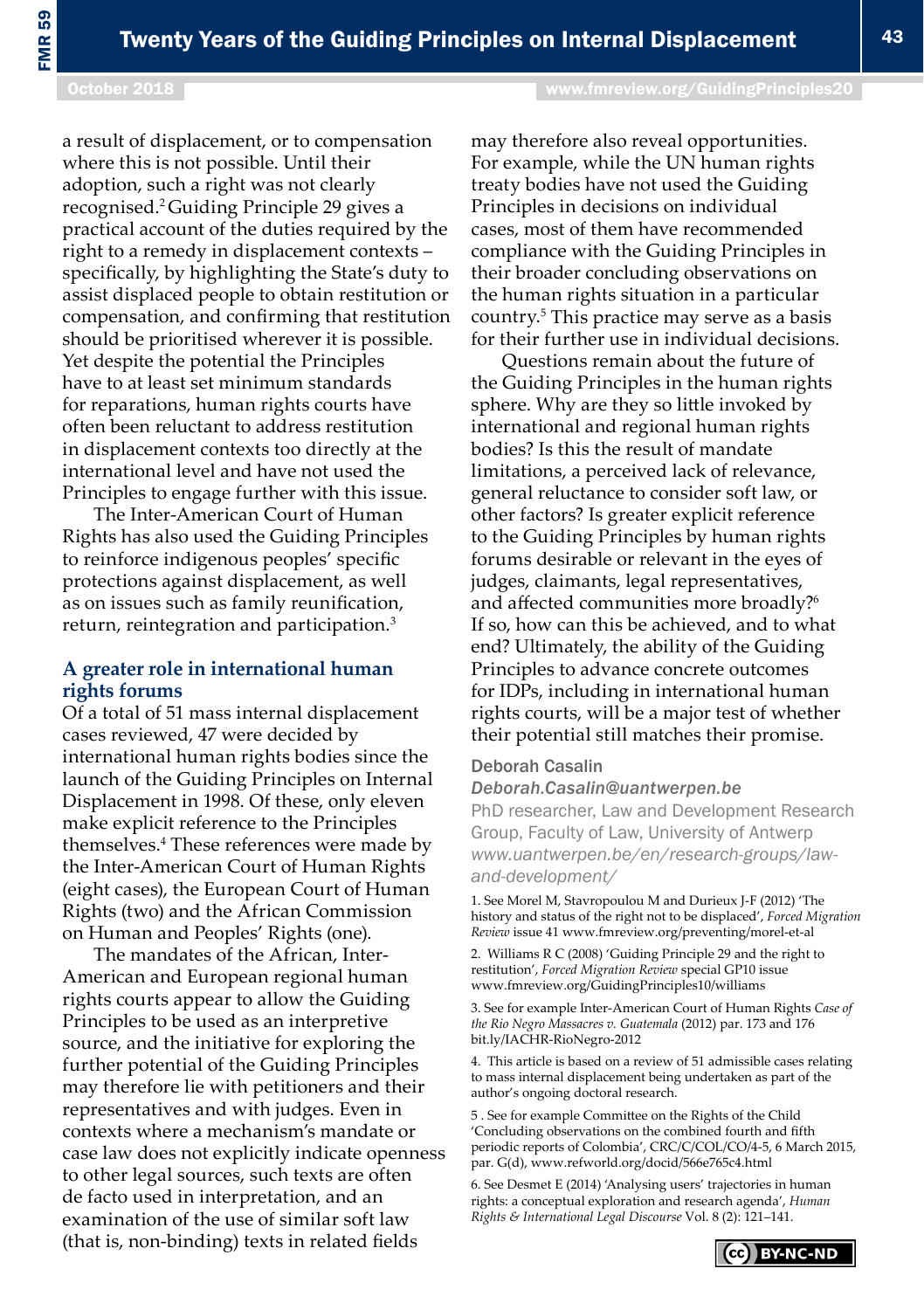a result of displacement, or to compensation where this is not possible. Until their adoption, such a right was not clearly recognised.[2] Guiding Principle 29 gives a practical account of the duties required by the right to a remedy in displacement contexts – specifically, by highlighting the State's duty to assist displaced people to obtain restitution or compensation, and confirming that restitution should be prioritised wherever it is possible. Yet despite the potential the Principles have to at least set minimum standards for reparations, human rights courts have often been reluctant to address restitution in displacement contexts too directly at the international level and have not used the Principles to engage further with this issue.

The Inter-American Court of Human Rights has also used the Guiding Principles to reinforce indigenous peoples' specific protections against displacement, as well as on issues such as family reunification, return, reintegration and participation.[3]

## A greater role in international human rights forums

Of a total of 51 mass internal displacement cases reviewed, 47 were decided by international human rights bodies since the launch of the Guiding Principles on Internal Displacement in 1998. Of these, only eleven make explicit reference to the Principles themselves.[4] These references were made by the Inter-American Court of Human Rights (eight cases), the European Court of Human Rights (two) and the African Commission on Human and Peoples' Rights (one).

The mandates of the African, Inter-American and European regional human rights courts appear to allow the Guiding Principles to be used as an interpretive source, and the initiative for exploring the further potential of the Guiding Principles may therefore lie with petitioners and their representatives and with judges. Even in contexts where a mechanism's mandate or case law does not explicitly indicate openness to other legal sources, such texts are often de facto used in interpretation, and an examination of the use of similar soft law (that is, non-binding) texts in related fields may therefore also reveal opportunities. For example, while the UN human rights treaty bodies have not used the Guiding Principles in decisions on individual cases, most of them have recommended compliance with the Guiding Principles in their broader concluding observations on the human rights situation in a particular country.[5] This practice may serve as a basis for their further use in individual decisions.

Questions remain about the future of the Guiding Principles in the human rights sphere. Why are they so little invoked by international and regional human rights bodies? Is this the result of mandate limitations, a perceived lack of relevance, general reluctance to consider soft law, or other factors? Is greater explicit reference to the Guiding Principles by human rights forums desirable or relevant in the eyes of judges, claimants, legal representatives, and affected communities more broadly?[6] If so, how can this be achieved, and to what end? Ultimately, the ability of the Guiding Principles to advance concrete outcomes for IDPs, including in international human rights courts, will be a major test of whether their potential still matches their promise.

Deborah Casalin
*Deborah.Casalin@uantwerpen.be*
PhD researcher, Law and Development Research Group, Faculty of Law, University of Antwerp
*www.uantwerpen.be/en/research-groups/law-and-development/*

1. See Morel M, Stavropoulou M and Durieux J-F (2012) 'The history and status of the right not to be displaced', *Forced Migration Review* issue 41 www.fmreview.org/preventing/morel-et-al

2. Williams R C (2008) 'Guiding Principle 29 and the right to restitution', *Forced Migration Review* special GP10 issue www.fmreview.org/GuidingPrinciples10/williams

3. See for example Inter-American Court of Human Rights *Case of the Rio Negro Massacres v. Guatemala* (2012) par. 173 and 176 bit.ly/IACHR-RioNegro-2012

4. This article is based on a review of 51 admissible cases relating to mass internal displacement being undertaken as part of the author's ongoing doctoral research.

5 . See for example Committee on the Rights of the Child 'Concluding observations on the combined fourth and fifth periodic reports of Colombia', CRC/C/COL/CO/4-5, 6 March 2015, par. G(d), www.refworld.org/docid/566e765c4.html

6. See Desmet E (2014) 'Analysing users' trajectories in human rights: a conceptual exploration and research agenda', *Human Rights & International Legal Discourse* Vol. 8 (2): 121–141.